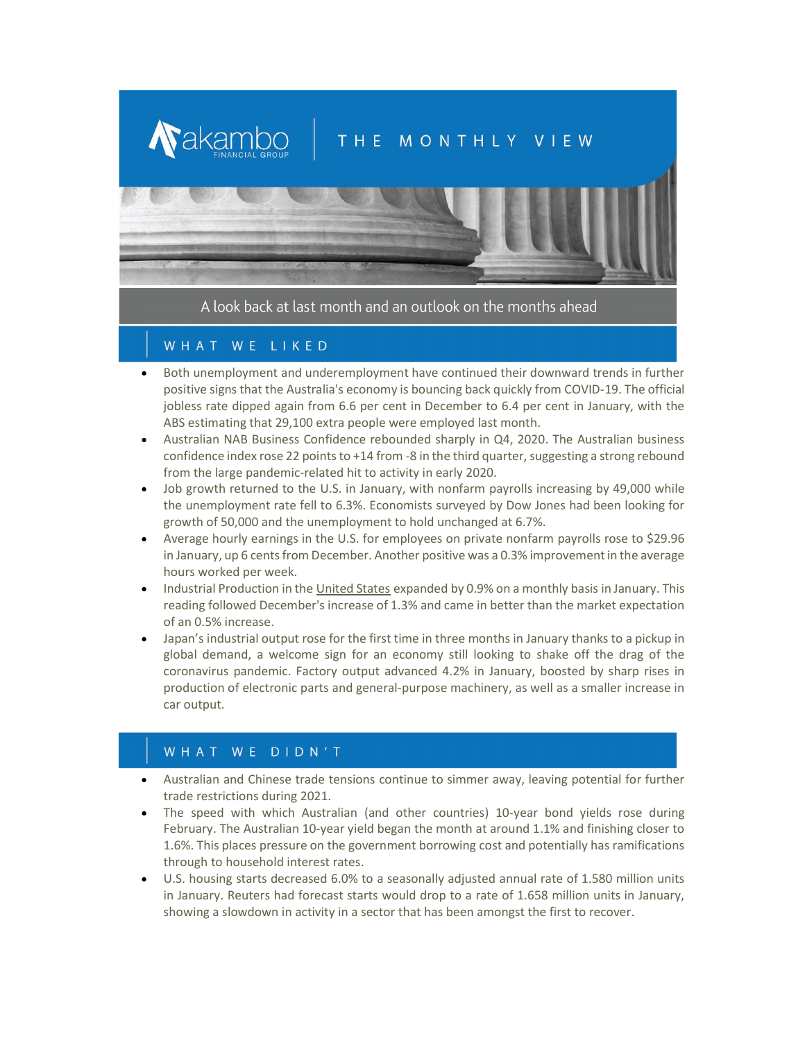# akambo FINANCIAL GROUP | THE MONTHLY VIEW

A look back at last month and an outlook on the months ahead

## WHAT WE LIKED

- Both unemployment and underemployment have continued their downward trends in further positive signs that the Australia's economy is bouncing back quickly from COVID-19. The official jobless rate dipped again from 6.6 per cent in December to 6.4 per cent in January, with the ABS estimating that 29,100 extra people were employed last month.
- Australian NAB Business Confidence rebounded sharply in Q4, 2020. The Australian business confidence index rose 22 points to +14 from -8 in the third quarter, suggesting a strong rebound from the large pandemic-related hit to activity in early 2020.
- Job growth returned to the U.S. in January, with nonfarm payrolls increasing by 49,000 while the unemployment rate fell to 6.3%. Economists surveyed by Dow Jones had been looking for growth of 50,000 and the unemployment to hold unchanged at 6.7%.
- Average hourly earnings in the U.S. for employees on private nonfarm payrolls rose to $29.96 in January, up 6 cents from December. Another positive was a 0.3% improvement in the average hours worked per week.
- Industrial Production in the United States expanded by 0.9% on a monthly basis in January. This reading followed December's increase of 1.3% and came in better than the market expectation of an 0.5% increase.
- Japan's industrial output rose for the first time in three months in January thanks to a pickup in global demand, a welcome sign for an economy still looking to shake off the drag of the coronavirus pandemic. Factory output advanced 4.2% in January, boosted by sharp rises in production of electronic parts and general-purpose machinery, as well as a smaller increase in car output.

## WHAT WE DIDN'T

- Australian and Chinese trade tensions continue to simmer away, leaving potential for further trade restrictions during 2021.
- The speed with which Australian (and other countries) 10-year bond yields rose during February. The Australian 10-year yield began the month at around 1.1% and finishing closer to 1.6%. This places pressure on the government borrowing cost and potentially has ramifications through to household interest rates.
- U.S. housing starts decreased 6.0% to a seasonally adjusted annual rate of 1.580 million units in January. Reuters had forecast starts would drop to a rate of 1.658 million units in January, showing a slowdown in activity in a sector that has been amongst the first to recover.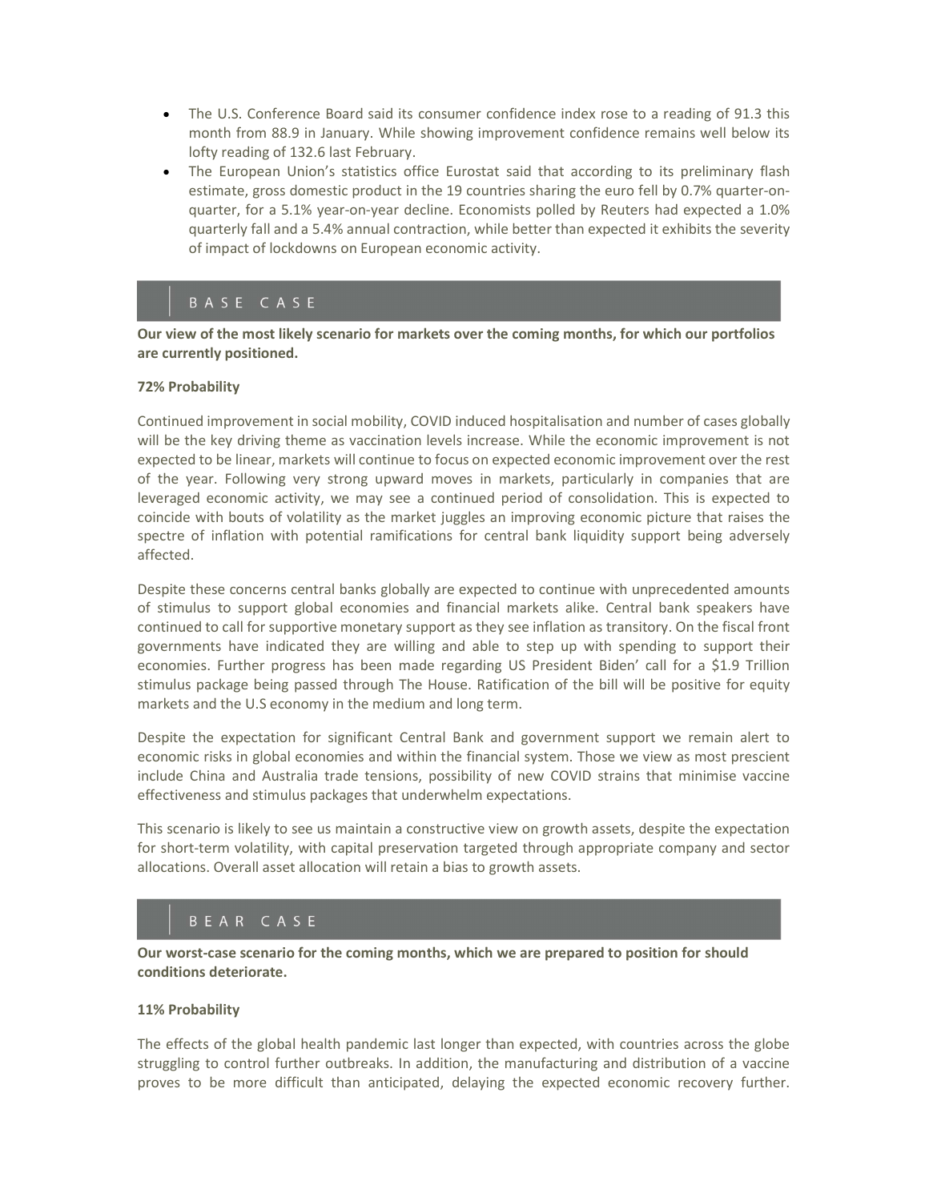- The U.S. Conference Board said its consumer confidence index rose to a reading of 91.3 this month from 88.9 in January. While showing improvement confidence remains well below its lofty reading of 132.6 last February.
- The European Union's statistics office Eurostat said that according to its preliminary flash estimate, gross domestic product in the 19 countries sharing the euro fell by 0.7% quarter-on-quarter, for a 5.1% year-on-year decline. Economists polled by Reuters had expected a 1.0% quarterly fall and a 5.4% annual contraction, while better than expected it exhibits the severity of impact of lockdowns on European economic activity.

## BASE CASE

**Our view of the most likely scenario for markets over the coming months, for which our portfolios are currently positioned.**

**72% Probability**

Continued improvement in social mobility, COVID induced hospitalisation and number of cases globally will be the key driving theme as vaccination levels increase. While the economic improvement is not expected to be linear, markets will continue to focus on expected economic improvement over the rest of the year. Following very strong upward moves in markets, particularly in companies that are leveraged economic activity, we may see a continued period of consolidation. This is expected to coincide with bouts of volatility as the market juggles an improving economic picture that raises the spectre of inflation with potential ramifications for central bank liquidity support being adversely affected.

Despite these concerns central banks globally are expected to continue with unprecedented amounts of stimulus to support global economies and financial markets alike. Central bank speakers have continued to call for supportive monetary support as they see inflation as transitory. On the fiscal front governments have indicated they are willing and able to step up with spending to support their economies. Further progress has been made regarding US President Biden' call for a $1.9 Trillion stimulus package being passed through The House. Ratification of the bill will be positive for equity markets and the U.S economy in the medium and long term.

Despite the expectation for significant Central Bank and government support we remain alert to economic risks in global economies and within the financial system. Those we view as most prescient include China and Australia trade tensions, possibility of new COVID strains that minimise vaccine effectiveness and stimulus packages that underwhelm expectations.

This scenario is likely to see us maintain a constructive view on growth assets, despite the expectation for short-term volatility, with capital preservation targeted through appropriate company and sector allocations. Overall asset allocation will retain a bias to growth assets.

## BEAR CASE

**Our worst-case scenario for the coming months, which we are prepared to position for should conditions deteriorate.**

**11% Probability**

The effects of the global health pandemic last longer than expected, with countries across the globe struggling to control further outbreaks. In addition, the manufacturing and distribution of a vaccine proves to be more difficult than anticipated, delaying the expected economic recovery further.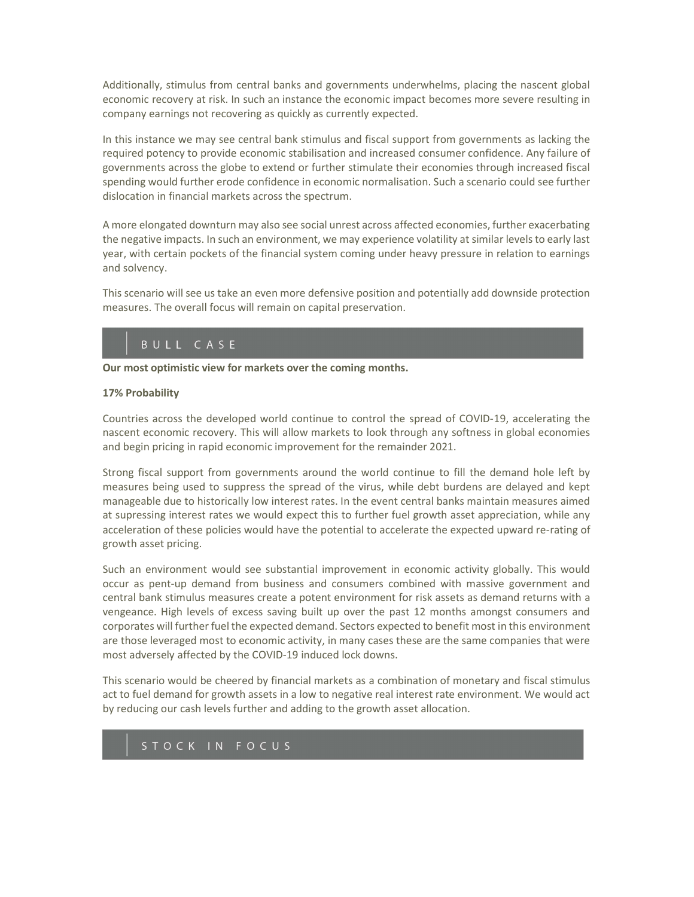Additionally, stimulus from central banks and governments underwhelms, placing the nascent global economic recovery at risk. In such an instance the economic impact becomes more severe resulting in company earnings not recovering as quickly as currently expected.

In this instance we may see central bank stimulus and fiscal support from governments as lacking the required potency to provide economic stabilisation and increased consumer confidence. Any failure of governments across the globe to extend or further stimulate their economies through increased fiscal spending would further erode confidence in economic normalisation. Such a scenario could see further dislocation in financial markets across the spectrum.

A more elongated downturn may also see social unrest across affected economies, further exacerbating the negative impacts. In such an environment, we may experience volatility at similar levels to early last year, with certain pockets of the financial system coming under heavy pressure in relation to earnings and solvency.

This scenario will see us take an even more defensive position and potentially add downside protection measures. The overall focus will remain on capital preservation.

## BULL CASE

**Our most optimistic view for markets over the coming months.**

**17% Probability**

Countries across the developed world continue to control the spread of COVID-19, accelerating the nascent economic recovery. This will allow markets to look through any softness in global economies and begin pricing in rapid economic improvement for the remainder 2021.

Strong fiscal support from governments around the world continue to fill the demand hole left by measures being used to suppress the spread of the virus, while debt burdens are delayed and kept manageable due to historically low interest rates. In the event central banks maintain measures aimed at supressing interest rates we would expect this to further fuel growth asset appreciation, while any acceleration of these policies would have the potential to accelerate the expected upward re-rating of growth asset pricing.

Such an environment would see substantial improvement in economic activity globally. This would occur as pent-up demand from business and consumers combined with massive government and central bank stimulus measures create a potent environment for risk assets as demand returns with a vengeance. High levels of excess saving built up over the past 12 months amongst consumers and corporates will further fuel the expected demand. Sectors expected to benefit most in this environment are those leveraged most to economic activity, in many cases these are the same companies that were most adversely affected by the COVID-19 induced lock downs.

This scenario would be cheered by financial markets as a combination of monetary and fiscal stimulus act to fuel demand for growth assets in a low to negative real interest rate environment. We would act by reducing our cash levels further and adding to the growth asset allocation.

## STOCK IN FOCUS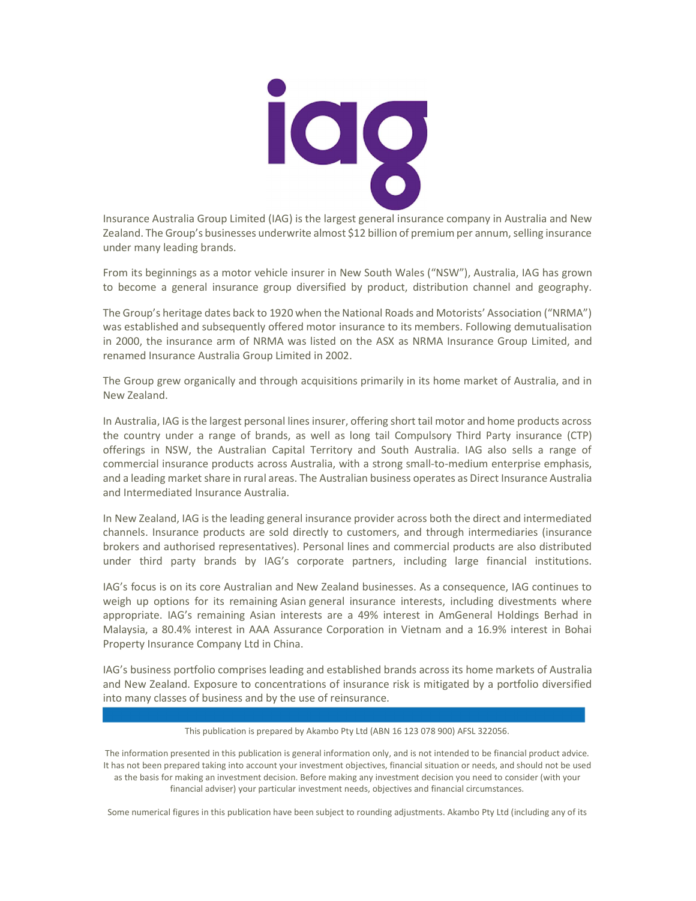Insurance Australia Group Limited (IAG) is the largest general insurance company in Australia and New Zealand. The Group's businesses underwrite almost $12 billion of premium per annum, selling insurance under many leading brands.

From its beginnings as a motor vehicle insurer in New South Wales ("NSW"), Australia, IAG has grown to become a general insurance group diversified by product, distribution channel and geography.

The Group's heritage dates back to 1920 when the National Roads and Motorists' Association ("NRMA") was established and subsequently offered motor insurance to its members. Following demutualisation in 2000, the insurance arm of NRMA was listed on the ASX as NRMA Insurance Group Limited, and renamed Insurance Australia Group Limited in 2002.

The Group grew organically and through acquisitions primarily in its home market of Australia, and in New Zealand.

In Australia, IAG is the largest personal lines insurer, offering short tail motor and home products across the country under a range of brands, as well as long tail Compulsory Third Party insurance (CTP) offerings in NSW, the Australian Capital Territory and South Australia. IAG also sells a range of commercial insurance products across Australia, with a strong small-to-medium enterprise emphasis, and a leading market share in rural areas. The Australian business operates as Direct Insurance Australia and Intermediated Insurance Australia.

In New Zealand, IAG is the leading general insurance provider across both the direct and intermediated channels. Insurance products are sold directly to customers, and through intermediaries (insurance brokers and authorised representatives). Personal lines and commercial products are also distributed under third party brands by IAG's corporate partners, including large financial institutions.

IAG's focus is on its core Australian and New Zealand businesses. As a consequence, IAG continues to weigh up options for its remaining Asian general insurance interests, including divestments where appropriate. IAG's remaining Asian interests are a 49% interest in AmGeneral Holdings Berhad in Malaysia, a 80.4% interest in AAA Assurance Corporation in Vietnam and a 16.9% interest in Bohai Property Insurance Company Ltd in China.

IAG's business portfolio comprises leading and established brands across its home markets of Australia and New Zealand. Exposure to concentrations of insurance risk is mitigated by a portfolio diversified into many classes of business and by the use of reinsurance.

---

This publication is prepared by Akambo Pty Ltd (ABN 16 123 078 900) AFSL 322056.

The information presented in this publication is general information only, and is not intended to be financial product advice. It has not been prepared taking into account your investment objectives, financial situation or needs, and should not be used as the basis for making an investment decision. Before making any investment decision you need to consider (with your financial adviser) your particular investment needs, objectives and financial circumstances.

Some numerical figures in this publication have been subject to rounding adjustments. Akambo Pty Ltd (including any of its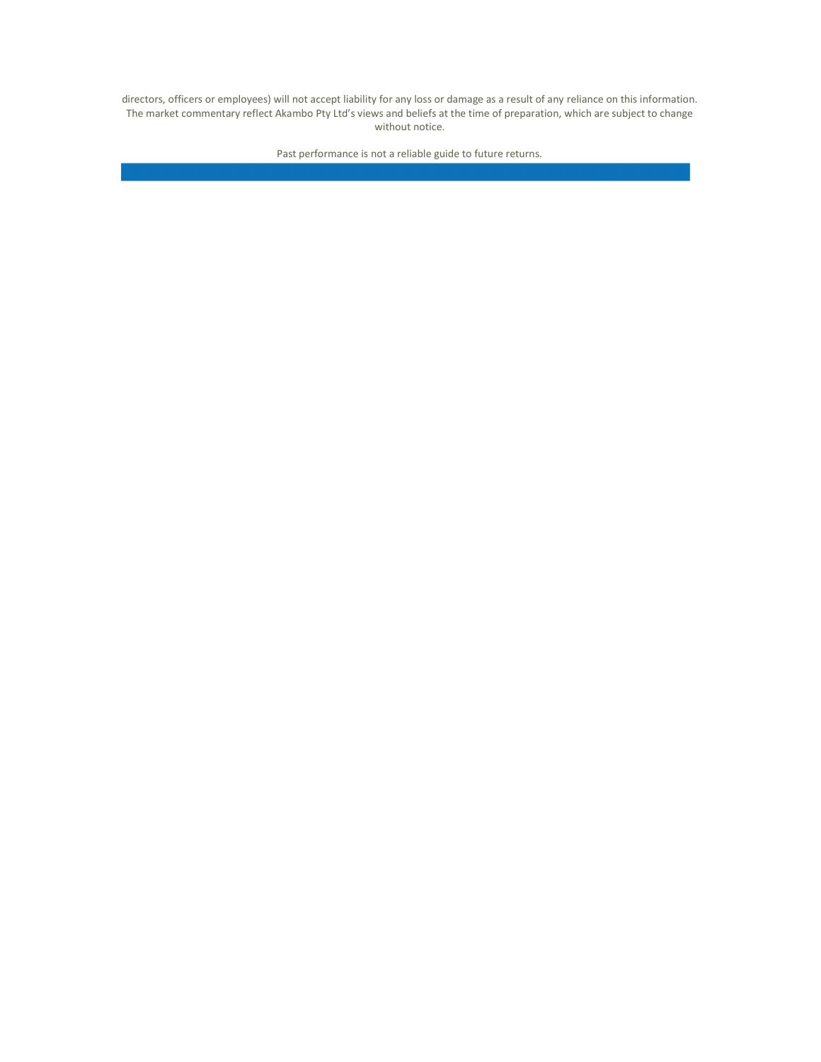directors, officers or employees) will not accept liability for any loss or damage as a result of any reliance on this information. The market commentary reflect Akambo Pty Ltd's views and beliefs at the time of preparation, which are subject to change without notice.

Past performance is not a reliable guide to future returns.